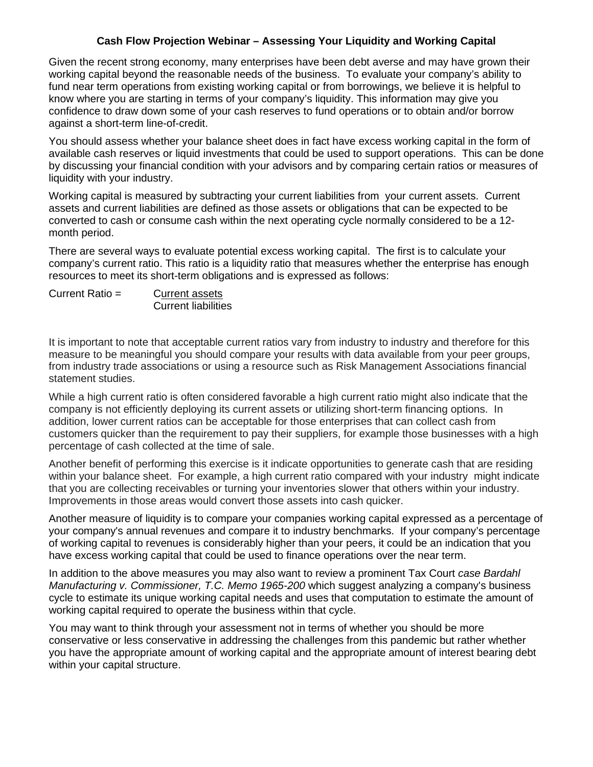# Cash Flow Projection Webinar – Assessing Your Liquidity and Working Capital

Given the recent strong economy, many enterprises have been debt averse and may have grown their working capital beyond the reasonable needs of the business. To evaluate your company's ability to fund near term operations from existing working capital or from borrowings, we believe it is helpful to know where you are starting in terms of your company's liquidity. This information may give you confidence to draw down some of your cash reserves to fund operations or to obtain and/or borrow against a short-term line-of-credit.

You should assess whether your balance sheet does in fact have excess working capital in the form of available cash reserves or liquid investments that could be used to support operations. This can be done by discussing your financial condition with your advisors and by comparing certain ratios or measures of liquidity with your industry.

Working capital is measured by subtracting your current liabilities from your current assets. Current assets and current liabilities are defined as those assets or obligations that can be expected to be converted to cash or consume cash within the next operating cycle normally considered to be a 12-month period.

There are several ways to evaluate potential excess working capital. The first is to calculate your company's current ratio. This ratio is a liquidity ratio that measures whether the enterprise has enough resources to meet its short-term obligations and is expressed as follows:

$$\text{Current Ratio} = \frac{\text{Current assets}}{\text{Current liabilities}}$$

It is important to note that acceptable current ratios vary from industry to industry and therefore for this measure to be meaningful you should compare your results with data available from your peer groups, from industry trade associations or using a resource such as Risk Management Associations financial statement studies.

While a high current ratio is often considered favorable a high current ratio might also indicate that the company is not efficiently deploying its current assets or utilizing short-term financing options. In addition, lower current ratios can be acceptable for those enterprises that can collect cash from customers quicker than the requirement to pay their suppliers, for example those businesses with a high percentage of cash collected at the time of sale.

Another benefit of performing this exercise is it indicate opportunities to generate cash that are residing within your balance sheet. For example, a high current ratio compared with your industry might indicate that you are collecting receivables or turning your inventories slower that others within your industry. Improvements in those areas would convert those assets into cash quicker.

Another measure of liquidity is to compare your companies working capital expressed as a percentage of your company's annual revenues and compare it to industry benchmarks. If your company's percentage of working capital to revenues is considerably higher than your peers, it could be an indication that you have excess working capital that could be used to finance operations over the near term.

In addition to the above measures you may also want to review a prominent Tax Court *case Bardahl Manufacturing v. Commissioner, T.C. Memo 1965-200* which suggest analyzing a company's business cycle to estimate its unique working capital needs and uses that computation to estimate the amount of working capital required to operate the business within that cycle.

You may want to think through your assessment not in terms of whether you should be more conservative or less conservative in addressing the challenges from this pandemic but rather whether you have the appropriate amount of working capital and the appropriate amount of interest bearing debt within your capital structure.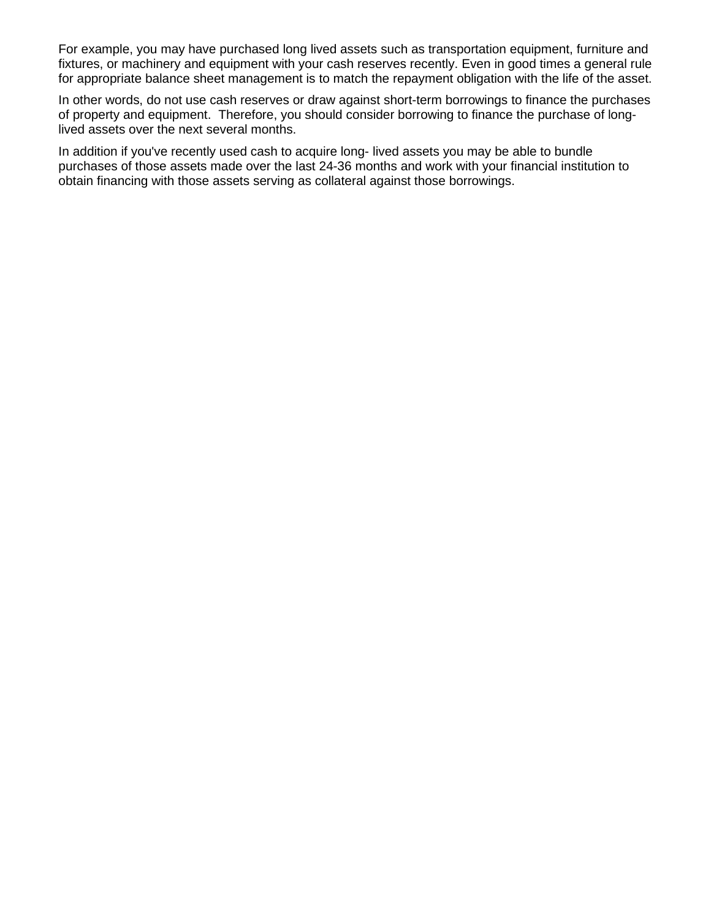For example, you may have purchased long lived assets such as transportation equipment, furniture and fixtures, or machinery and equipment with your cash reserves recently. Even in good times a general rule for appropriate balance sheet management is to match the repayment obligation with the life of the asset.

In other words, do not use cash reserves or draw against short-term borrowings to finance the purchases of property and equipment. Therefore, you should consider borrowing to finance the purchase of long-lived assets over the next several months.

In addition if you've recently used cash to acquire long- lived assets you may be able to bundle purchases of those assets made over the last 24-36 months and work with your financial institution to obtain financing with those assets serving as collateral against those borrowings.